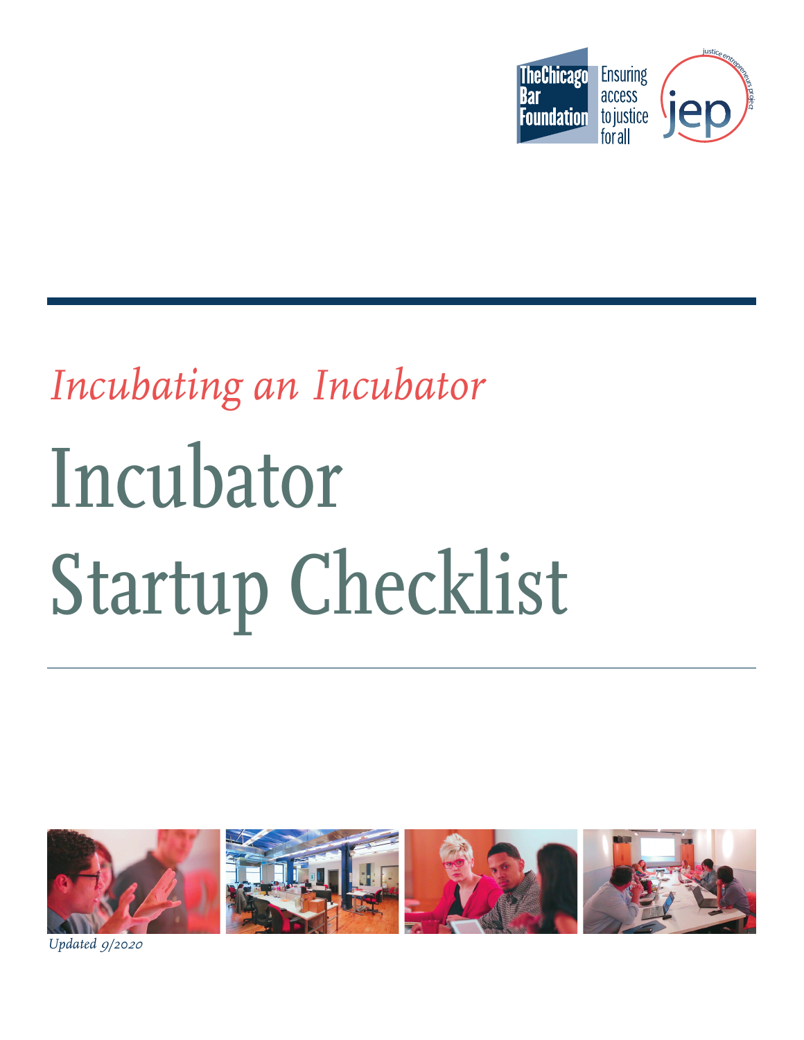The Chicago Bar Foundation — Ensuring access to justice for all

jep — justice entrepreneurs project

*Incubating an Incubator*

# Incubator Startup Checklist

*Updated 9/2020*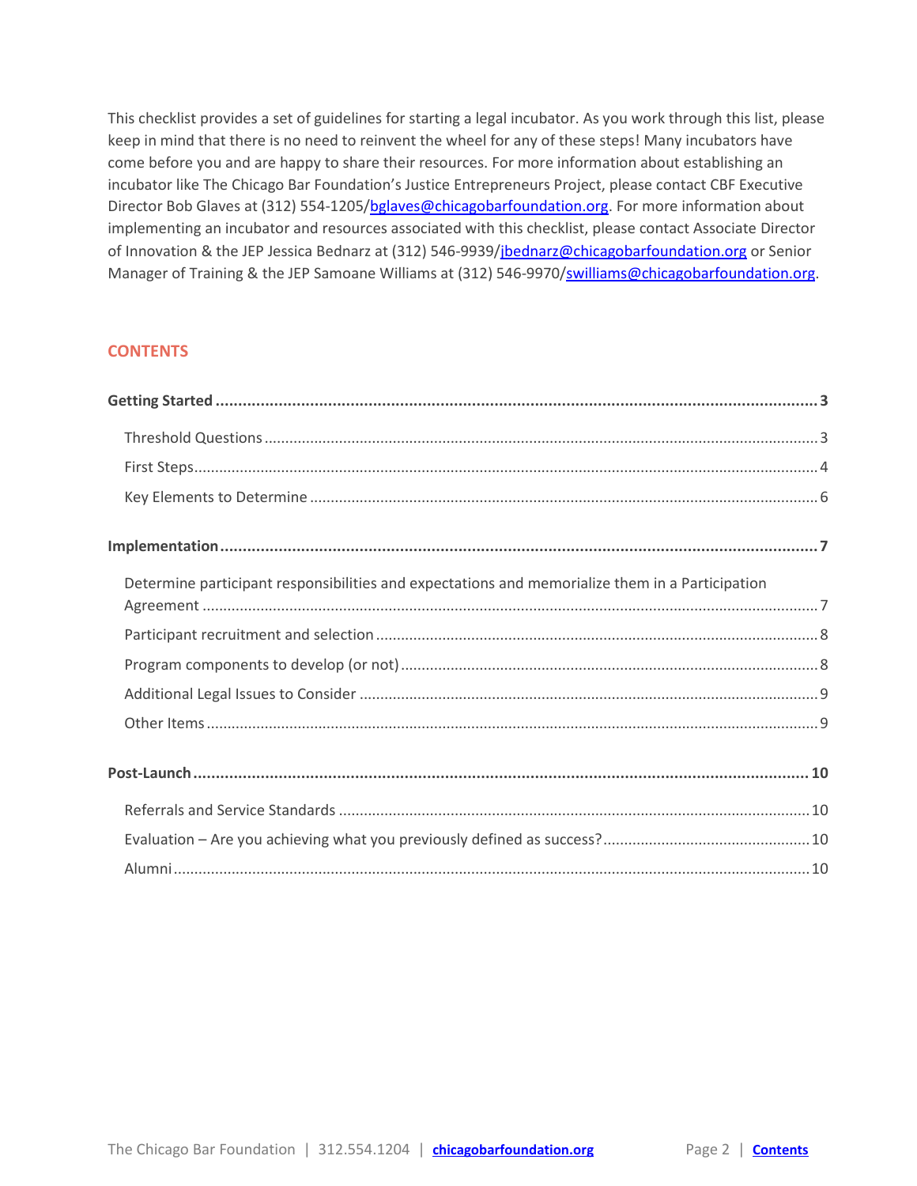This checklist provides a set of guidelines for starting a legal incubator. As you work through this list, please keep in mind that there is no need to reinvent the wheel for any of these steps! Many incubators have come before you and are happy to share their resources. For more information about establishing an incubator like The Chicago Bar Foundation's Justice Entrepreneurs Project, please contact CBF Executive Director Bob Glaves at (312) 554-1205/bglaves@chicagobarfoundation.org. For more information about implementing an incubator and resources associated with this checklist, please contact Associate Director of Innovation & the JEP Jessica Bednarz at (312) 546-9939/jbednarz@chicagobarfoundation.org or Senior Manager of Training & the JEP Samoane Williams at (312) 546-9970/swilliams@chicagobarfoundation.org.

## CONTENTS

**Getting Started** ..... **3**

- Threshold Questions ..... 3
- First Steps ..... 4
- Key Elements to Determine ..... 6

**Implementation** ..... **7**

- Determine participant responsibilities and expectations and memorialize them in a Participation Agreement ..... 7
- Participant recruitment and selection ..... 8
- Program components to develop (or not) ..... 8
- Additional Legal Issues to Consider ..... 9
- Other Items ..... 9

**Post-Launch** ..... **10**

- Referrals and Service Standards ..... 10
- Evaluation – Are you achieving what you previously defined as success? ..... 10
- Alumni ..... 10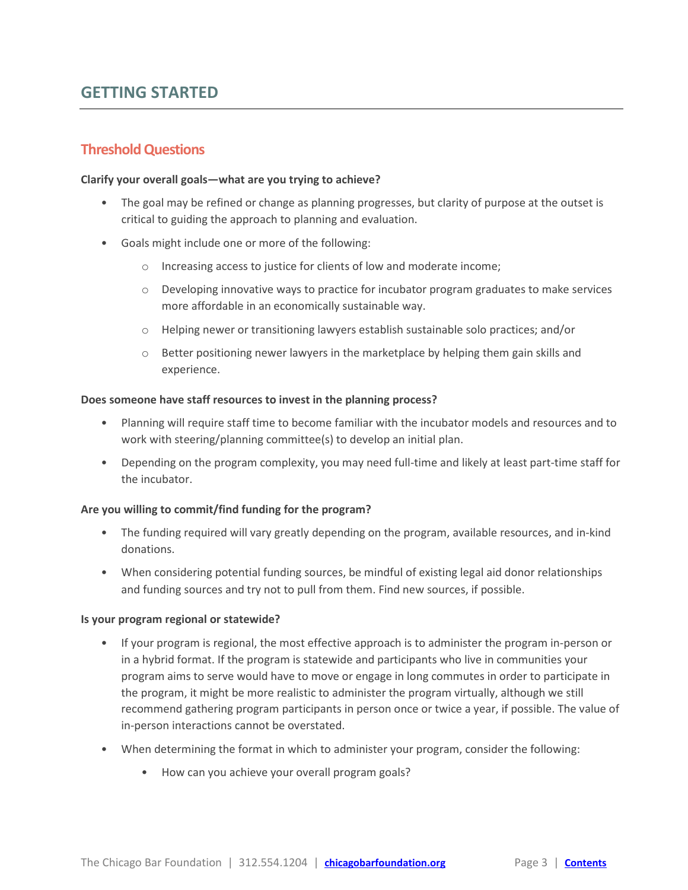# GETTING STARTED

## Threshold Questions

**Clarify your overall goals—what are you trying to achieve?**

- The goal may be refined or change as planning progresses, but clarity of purpose at the outset is critical to guiding the approach to planning and evaluation.
- Goals might include one or more of the following:
  - Increasing access to justice for clients of low and moderate income;
  - Developing innovative ways to practice for incubator program graduates to make services more affordable in an economically sustainable way.
  - Helping newer or transitioning lawyers establish sustainable solo practices; and/or
  - Better positioning newer lawyers in the marketplace by helping them gain skills and experience.

**Does someone have staff resources to invest in the planning process?**

- Planning will require staff time to become familiar with the incubator models and resources and to work with steering/planning committee(s) to develop an initial plan.
- Depending on the program complexity, you may need full-time and likely at least part-time staff for the incubator.

**Are you willing to commit/find funding for the program?**

- The funding required will vary greatly depending on the program, available resources, and in-kind donations.
- When considering potential funding sources, be mindful of existing legal aid donor relationships and funding sources and try not to pull from them. Find new sources, if possible.

**Is your program regional or statewide?**

- If your program is regional, the most effective approach is to administer the program in-person or in a hybrid format. If the program is statewide and participants who live in communities your program aims to serve would have to move or engage in long commutes in order to participate in the program, it might be more realistic to administer the program virtually, although we still recommend gathering program participants in person once or twice a year, if possible. The value of in-person interactions cannot be overstated.
- When determining the format in which to administer your program, consider the following:
  - How can you achieve your overall program goals?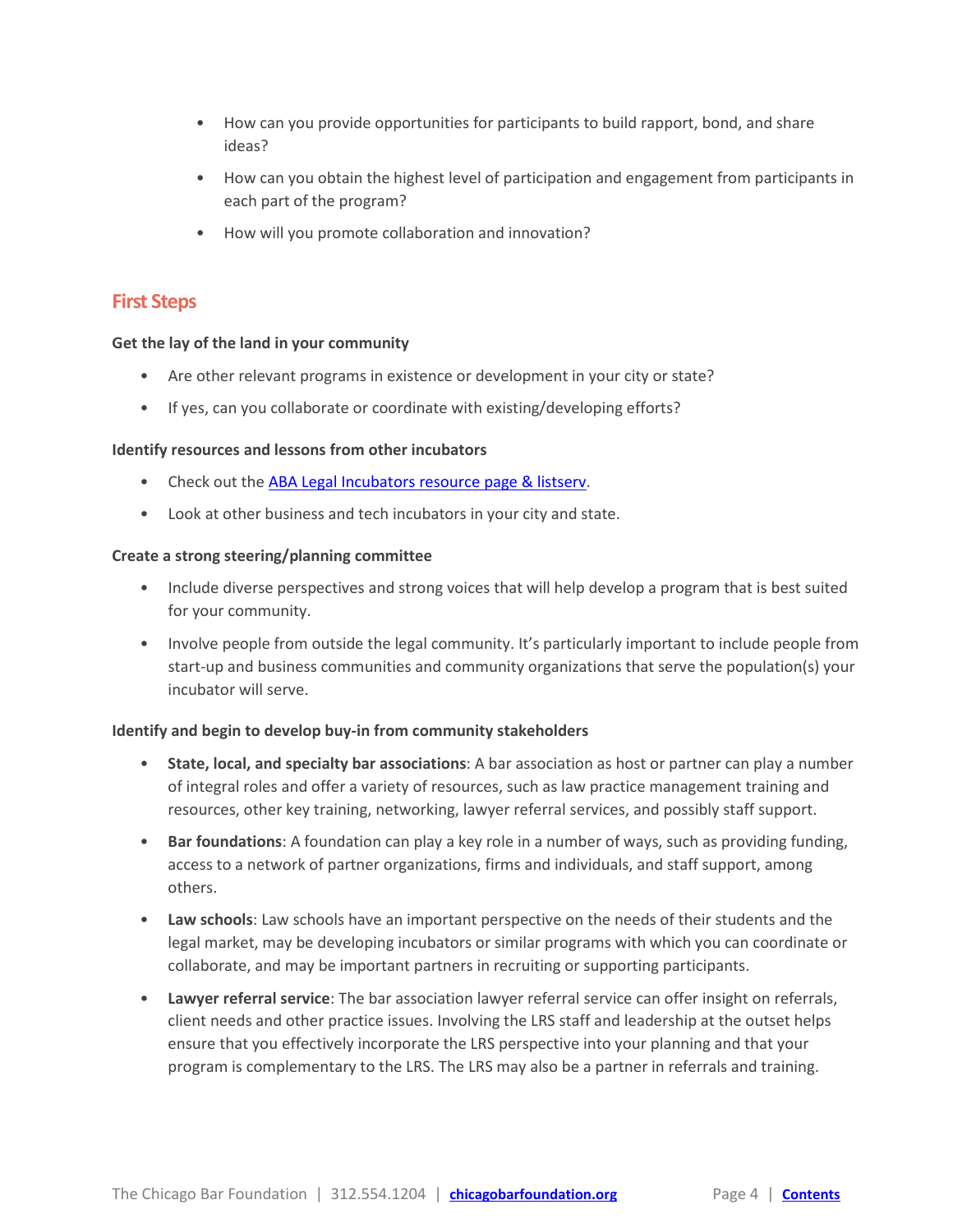- How can you provide opportunities for participants to build rapport, bond, and share ideas?
- How can you obtain the highest level of participation and engagement from participants in each part of the program?
- How will you promote collaboration and innovation?

## First Steps

**Get the lay of the land in your community**

- Are other relevant programs in existence or development in your city or state?
- If yes, can you collaborate or coordinate with existing/developing efforts?

**Identify resources and lessons from other incubators**

- Check out the [ABA Legal Incubators resource page & listserv](ABA Legal Incubators resource page & listserv).
- Look at other business and tech incubators in your city and state.

**Create a strong steering/planning committee**

- Include diverse perspectives and strong voices that will help develop a program that is best suited for your community.
- Involve people from outside the legal community. It's particularly important to include people from start-up and business communities and community organizations that serve the population(s) your incubator will serve.

**Identify and begin to develop buy-in from community stakeholders**

- **State, local, and specialty bar associations**: A bar association as host or partner can play a number of integral roles and offer a variety of resources, such as law practice management training and resources, other key training, networking, lawyer referral services, and possibly staff support.
- **Bar foundations**: A foundation can play a key role in a number of ways, such as providing funding, access to a network of partner organizations, firms and individuals, and staff support, among others.
- **Law schools**: Law schools have an important perspective on the needs of their students and the legal market, may be developing incubators or similar programs with which you can coordinate or collaborate, and may be important partners in recruiting or supporting participants.
- **Lawyer referral service**: The bar association lawyer referral service can offer insight on referrals, client needs and other practice issues. Involving the LRS staff and leadership at the outset helps ensure that you effectively incorporate the LRS perspective into your planning and that your program is complementary to the LRS. The LRS may also be a partner in referrals and training.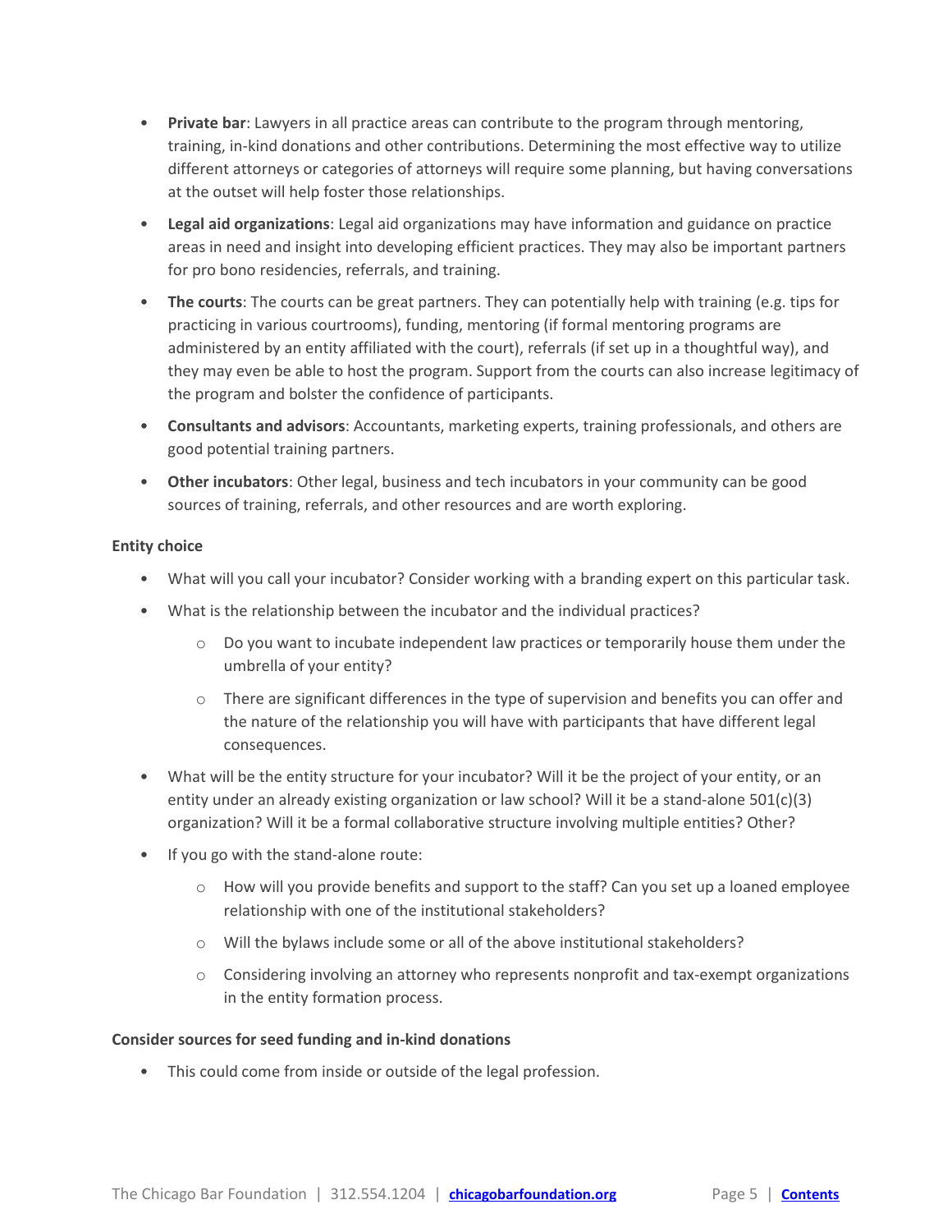- **Private bar**: Lawyers in all practice areas can contribute to the program through mentoring, training, in-kind donations and other contributions. Determining the most effective way to utilize different attorneys or categories of attorneys will require some planning, but having conversations at the outset will help foster those relationships.
- **Legal aid organizations**: Legal aid organizations may have information and guidance on practice areas in need and insight into developing efficient practices. They may also be important partners for pro bono residencies, referrals, and training.
- **The courts**: The courts can be great partners. They can potentially help with training (e.g. tips for practicing in various courtrooms), funding, mentoring (if formal mentoring programs are administered by an entity affiliated with the court), referrals (if set up in a thoughtful way), and they may even be able to host the program. Support from the courts can also increase legitimacy of the program and bolster the confidence of participants.
- **Consultants and advisors**: Accountants, marketing experts, training professionals, and others are good potential training partners.
- **Other incubators**: Other legal, business and tech incubators in your community can be good sources of training, referrals, and other resources and are worth exploring.

**Entity choice**

- What will you call your incubator? Consider working with a branding expert on this particular task.
- What is the relationship between the incubator and the individual practices?
    - Do you want to incubate independent law practices or temporarily house them under the umbrella of your entity?
    - There are significant differences in the type of supervision and benefits you can offer and the nature of the relationship you will have with participants that have different legal consequences.
- What will be the entity structure for your incubator? Will it be the project of your entity, or an entity under an already existing organization or law school? Will it be a stand-alone 501(c)(3) organization? Will it be a formal collaborative structure involving multiple entities? Other?
- If you go with the stand-alone route:
    - How will you provide benefits and support to the staff? Can you set up a loaned employee relationship with one of the institutional stakeholders?
    - Will the bylaws include some or all of the above institutional stakeholders?
    - Considering involving an attorney who represents nonprofit and tax-exempt organizations in the entity formation process.

**Consider sources for seed funding and in-kind donations**

- This could come from inside or outside of the legal profession.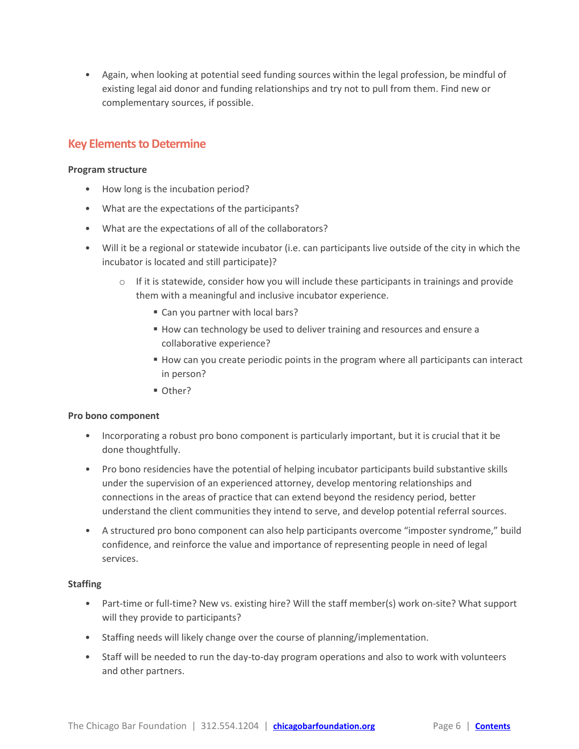- Again, when looking at potential seed funding sources within the legal profession, be mindful of existing legal aid donor and funding relationships and try not to pull from them. Find new or complementary sources, if possible.

## Key Elements to Determine

**Program structure**

- How long is the incubation period?
- What are the expectations of the participants?
- What are the expectations of all of the collaborators?
- Will it be a regional or statewide incubator (i.e. can participants live outside of the city in which the incubator is located and still participate)?
  - If it is statewide, consider how you will include these participants in trainings and provide them with a meaningful and inclusive incubator experience.
    - Can you partner with local bars?
    - How can technology be used to deliver training and resources and ensure a collaborative experience?
    - How can you create periodic points in the program where all participants can interact in person?
    - Other?

**Pro bono component**

- Incorporating a robust pro bono component is particularly important, but it is crucial that it be done thoughtfully.
- Pro bono residencies have the potential of helping incubator participants build substantive skills under the supervision of an experienced attorney, develop mentoring relationships and connections in the areas of practice that can extend beyond the residency period, better understand the client communities they intend to serve, and develop potential referral sources.
- A structured pro bono component can also help participants overcome "imposter syndrome," build confidence, and reinforce the value and importance of representing people in need of legal services.

**Staffing**

- Part-time or full-time? New vs. existing hire? Will the staff member(s) work on-site? What support will they provide to participants?
- Staffing needs will likely change over the course of planning/implementation.
- Staff will be needed to run the day-to-day program operations and also to work with volunteers and other partners.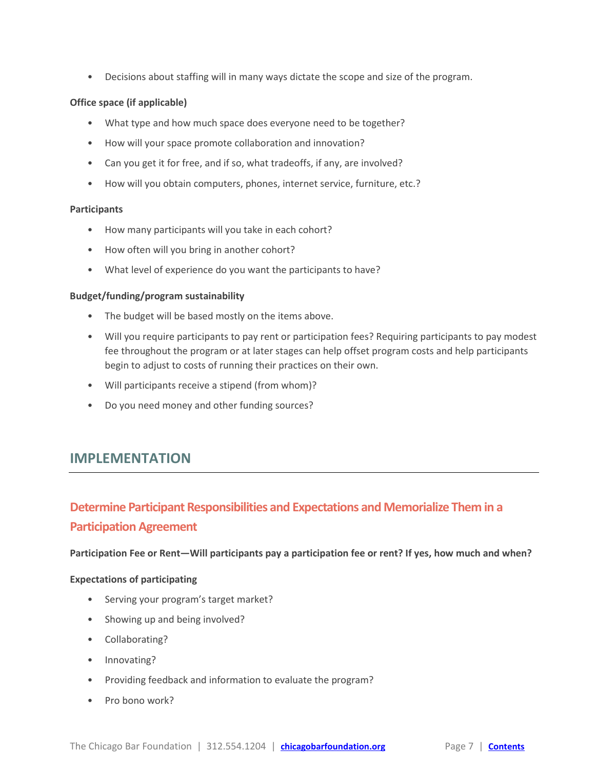- Decisions about staffing will in many ways dictate the scope and size of the program.

**Office space (if applicable)**

- What type and how much space does everyone need to be together?
- How will your space promote collaboration and innovation?
- Can you get it for free, and if so, what tradeoffs, if any, are involved?
- How will you obtain computers, phones, internet service, furniture, etc.?

**Participants**

- How many participants will you take in each cohort?
- How often will you bring in another cohort?
- What level of experience do you want the participants to have?

**Budget/funding/program sustainability**

- The budget will be based mostly on the items above.
- Will you require participants to pay rent or participation fees? Requiring participants to pay modest fee throughout the program or at later stages can help offset program costs and help participants begin to adjust to costs of running their practices on their own.
- Will participants receive a stipend (from whom)?
- Do you need money and other funding sources?

## IMPLEMENTATION

### Determine Participant Responsibilities and Expectations and Memorialize Them in a Participation Agreement

**Participation Fee or Rent—Will participants pay a participation fee or rent? If yes, how much and when?**

**Expectations of participating**

- Serving your program's target market?
- Showing up and being involved?
- Collaborating?
- Innovating?
- Providing feedback and information to evaluate the program?
- Pro bono work?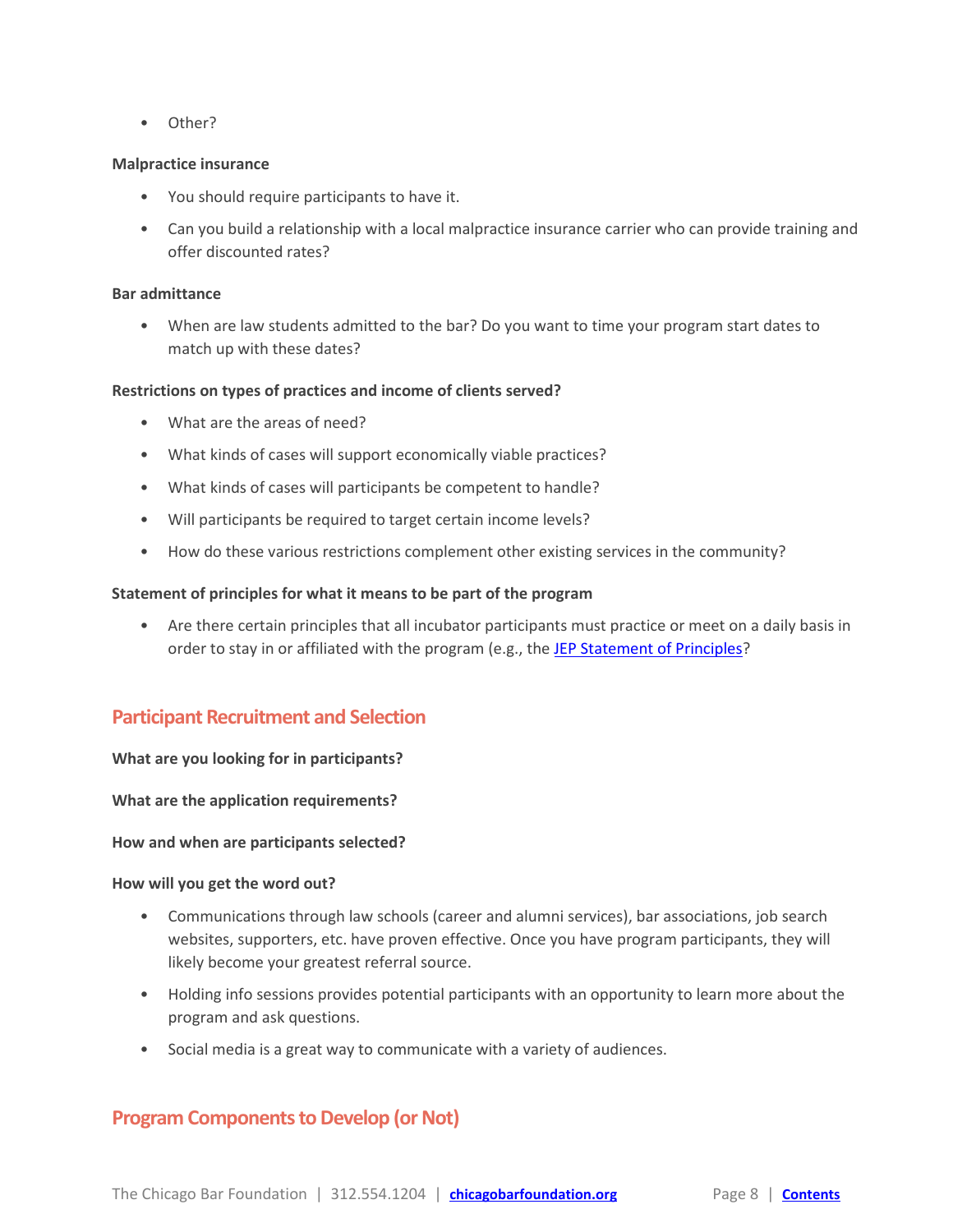- Other?

**Malpractice insurance**

- You should require participants to have it.
- Can you build a relationship with a local malpractice insurance carrier who can provide training and offer discounted rates?

**Bar admittance**

- When are law students admitted to the bar? Do you want to time your program start dates to match up with these dates?

**Restrictions on types of practices and income of clients served?**

- What are the areas of need?
- What kinds of cases will support economically viable practices?
- What kinds of cases will participants be competent to handle?
- Will participants be required to target certain income levels?
- How do these various restrictions complement other existing services in the community?

**Statement of principles for what it means to be part of the program**

- Are there certain principles that all incubator participants must practice or meet on a daily basis in order to stay in or affiliated with the program (e.g., the JEP Statement of Principles?

## Participant Recruitment and Selection

**What are you looking for in participants?**

**What are the application requirements?**

**How and when are participants selected?**

**How will you get the word out?**

- Communications through law schools (career and alumni services), bar associations, job search websites, supporters, etc. have proven effective. Once you have program participants, they will likely become your greatest referral source.
- Holding info sessions provides potential participants with an opportunity to learn more about the program and ask questions.
- Social media is a great way to communicate with a variety of audiences.

## Program Components to Develop (or Not)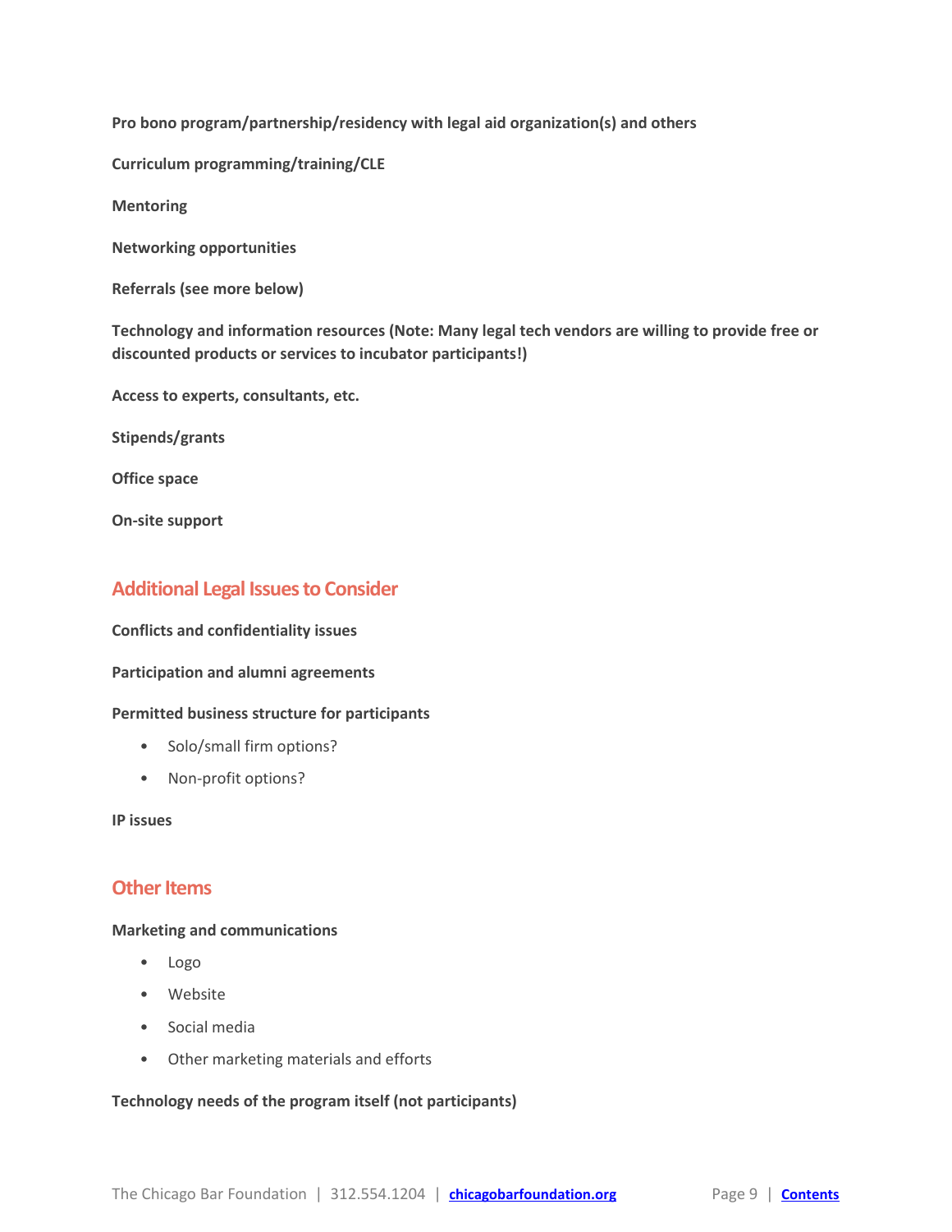**Pro bono program/partnership/residency with legal aid organization(s) and others**

**Curriculum programming/training/CLE**

**Mentoring**

**Networking opportunities**

**Referrals (see more below)**

**Technology and information resources (Note: Many legal tech vendors are willing to provide free or discounted products or services to incubator participants!)**

**Access to experts, consultants, etc.**

**Stipends/grants**

**Office space**

**On-site support**

## Additional Legal Issues to Consider

**Conflicts and confidentiality issues**

**Participation and alumni agreements**

**Permitted business structure for participants**

- Solo/small firm options?
- Non-profit options?

**IP issues**

## Other Items

**Marketing and communications**

- Logo
- Website
- Social media
- Other marketing materials and efforts

**Technology needs of the program itself (not participants)**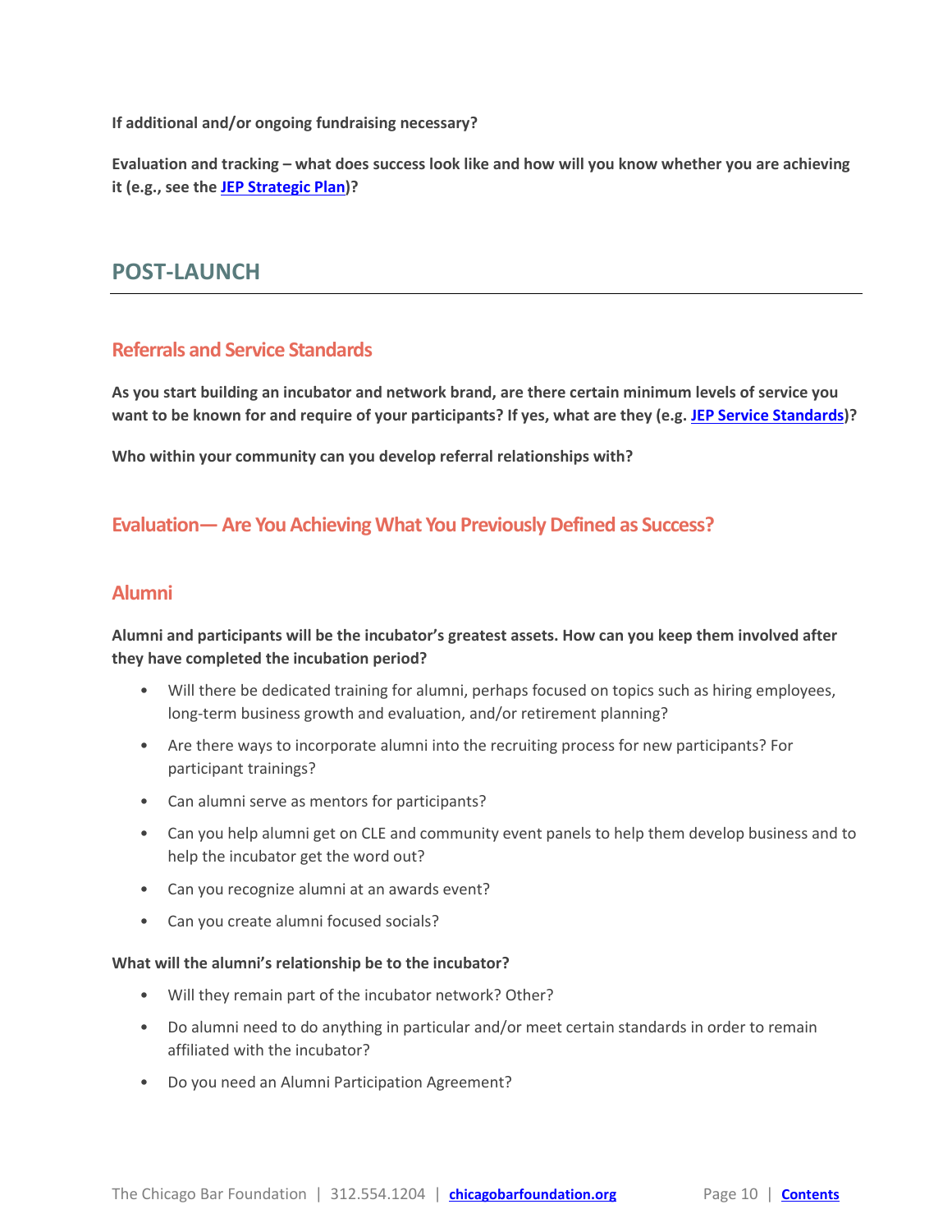**If additional and/or ongoing fundraising necessary?**

**Evaluation and tracking – what does success look like and how will you know whether you are achieving it (e.g., see the JEP Strategic Plan)?**

## POST-LAUNCH

### Referrals and Service Standards

**As you start building an incubator and network brand, are there certain minimum levels of service you want to be known for and require of your participants? If yes, what are they (e.g. JEP Service Standards)?**

**Who within your community can you develop referral relationships with?**

### Evaluation— Are You Achieving What You Previously Defined as Success?

### Alumni

**Alumni and participants will be the incubator's greatest assets. How can you keep them involved after they have completed the incubation period?**

- Will there be dedicated training for alumni, perhaps focused on topics such as hiring employees, long-term business growth and evaluation, and/or retirement planning?
- Are there ways to incorporate alumni into the recruiting process for new participants? For participant trainings?
- Can alumni serve as mentors for participants?
- Can you help alumni get on CLE and community event panels to help them develop business and to help the incubator get the word out?
- Can you recognize alumni at an awards event?
- Can you create alumni focused socials?

**What will the alumni's relationship be to the incubator?**

- Will they remain part of the incubator network? Other?
- Do alumni need to do anything in particular and/or meet certain standards in order to remain affiliated with the incubator?
- Do you need an Alumni Participation Agreement?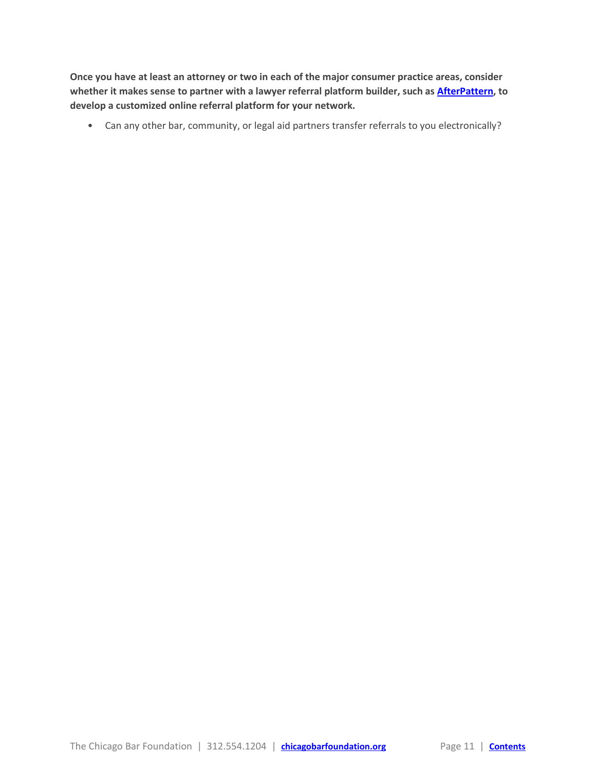**Once you have at least an attorney or two in each of the major consumer practice areas, consider whether it makes sense to partner with a lawyer referral platform builder, such as AfterPattern, to develop a customized online referral platform for your network.**

- Can any other bar, community, or legal aid partners transfer referrals to you electronically?